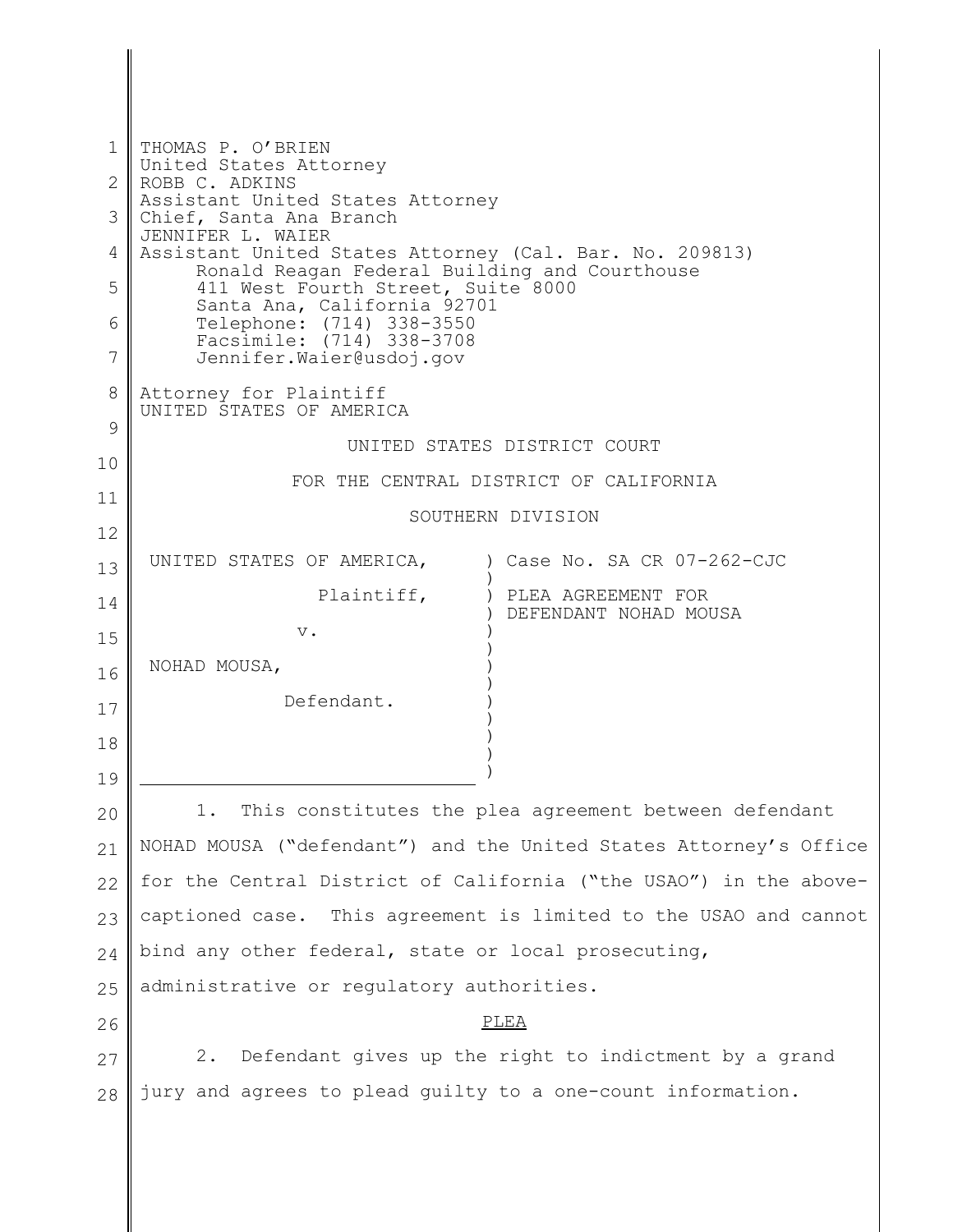THOMAS P. O'BRIEN
United States Attorney
ROBB C. ADKINS
Assistant United States Attorney
Chief, Santa Ana Branch
JENNIFER L. WAIER
Assistant United States Attorney (Cal. Bar. No. 209813)
Ronald Reagan Federal Building and Courthouse
411 West Fourth Street, Suite 8000
Santa Ana, California 92701
Telephone: (714) 338-3550
Facsimile: (714) 338-3708
Jennifer.Waier@usdoj.gov

Attorney for Plaintiff
UNITED STATES OF AMERICA

UNITED STATES DISTRICT COURT

FOR THE CENTRAL DISTRICT OF CALIFORNIA

SOUTHERN DIVISION

| | |
|---|---|
| UNITED STATES OF AMERICA,<br><br>Plaintiff,<br><br>v.<br><br>NOHAD MOUSA,<br><br>Defendant. | Case No. SA CR 07-262-CJC<br><br>PLEA AGREEMENT FOR DEFENDANT NOHAD MOUSA |

1. This constitutes the plea agreement between defendant NOHAD MOUSA ("defendant") and the United States Attorney's Office for the Central District of California ("the USAO") in the above-captioned case. This agreement is limited to the USAO and cannot bind any other federal, state or local prosecuting, administrative or regulatory authorities.

## PLEA

2. Defendant gives up the right to indictment by a grand jury and agrees to plead guilty to a one-count information.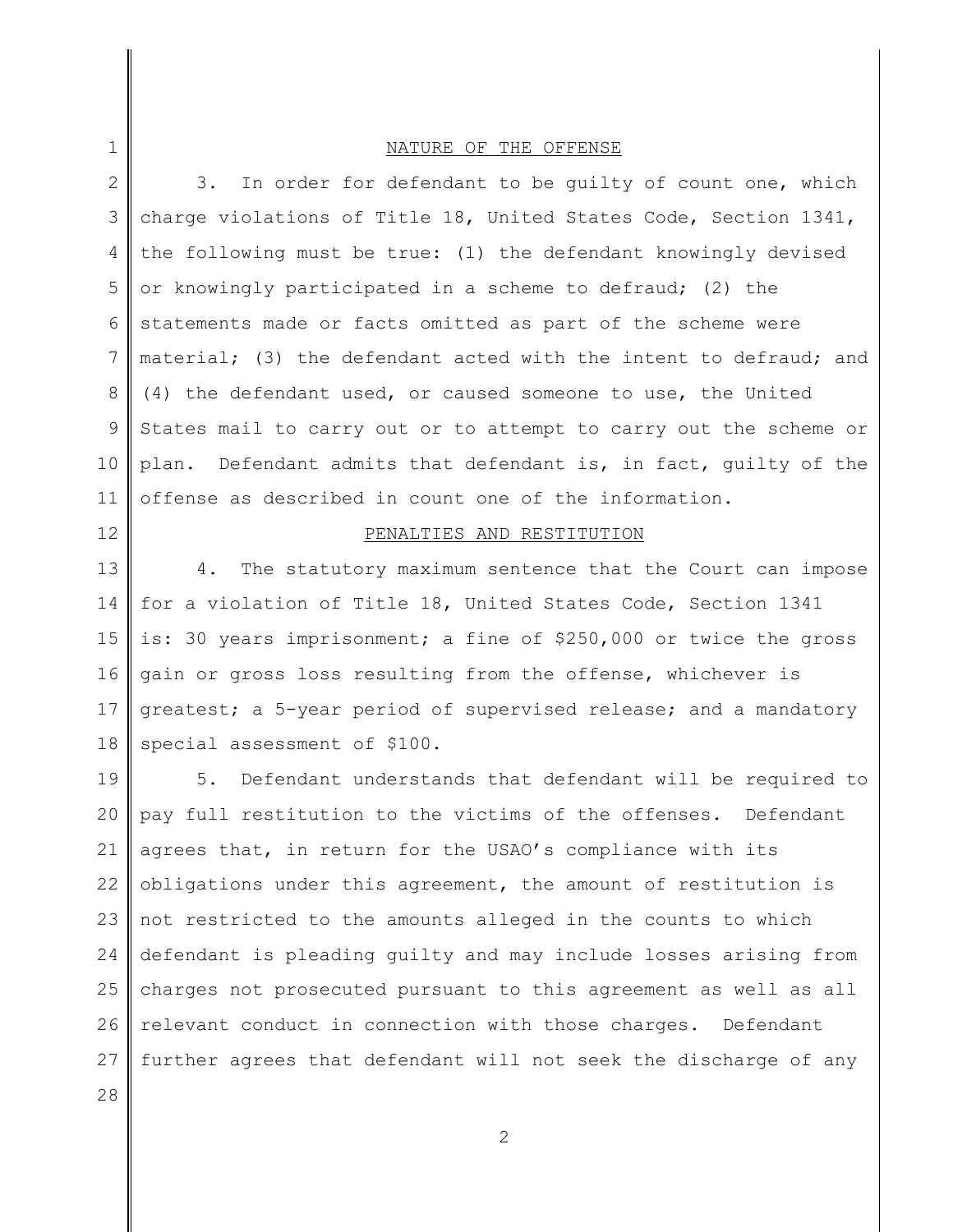## NATURE OF THE OFFENSE

3. In order for defendant to be guilty of count one, which charge violations of Title 18, United States Code, Section 1341, the following must be true: (1) the defendant knowingly devised or knowingly participated in a scheme to defraud; (2) the statements made or facts omitted as part of the scheme were material; (3) the defendant acted with the intent to defraud; and (4) the defendant used, or caused someone to use, the United States mail to carry out or to attempt to carry out the scheme or plan. Defendant admits that defendant is, in fact, guilty of the offense as described in count one of the information.

## PENALTIES AND RESTITUTION

4. The statutory maximum sentence that the Court can impose for a violation of Title 18, United States Code, Section 1341 is: 30 years imprisonment; a fine of $250,000 or twice the gross gain or gross loss resulting from the offense, whichever is greatest; a 5-year period of supervised release; and a mandatory special assessment of $100.

5. Defendant understands that defendant will be required to pay full restitution to the victims of the offenses. Defendant agrees that, in return for the USAO's compliance with its obligations under this agreement, the amount of restitution is not restricted to the amounts alleged in the counts to which defendant is pleading guilty and may include losses arising from charges not prosecuted pursuant to this agreement as well as all relevant conduct in connection with those charges. Defendant further agrees that defendant will not seek the discharge of any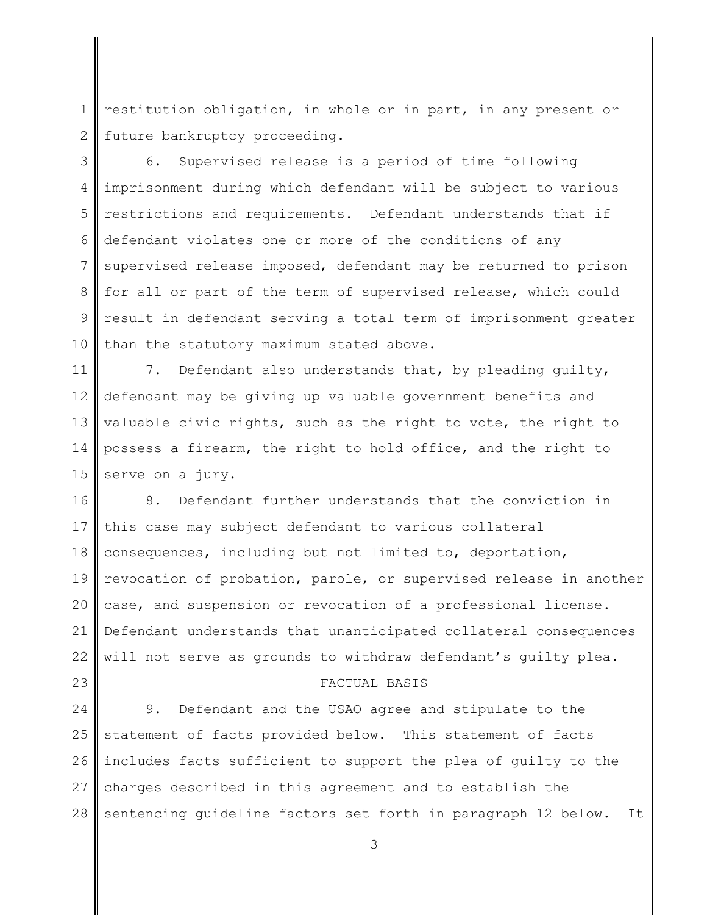restitution obligation, in whole or in part, in any present or future bankruptcy proceeding.

6. Supervised release is a period of time following imprisonment during which defendant will be subject to various restrictions and requirements. Defendant understands that if defendant violates one or more of the conditions of any supervised release imposed, defendant may be returned to prison for all or part of the term of supervised release, which could result in defendant serving a total term of imprisonment greater than the statutory maximum stated above.

7. Defendant also understands that, by pleading guilty, defendant may be giving up valuable government benefits and valuable civic rights, such as the right to vote, the right to possess a firearm, the right to hold office, and the right to serve on a jury.

8. Defendant further understands that the conviction in this case may subject defendant to various collateral consequences, including but not limited to, deportation, revocation of probation, parole, or supervised release in another case, and suspension or revocation of a professional license. Defendant understands that unanticipated collateral consequences will not serve as grounds to withdraw defendant's guilty plea.

## FACTUAL BASIS

9. Defendant and the USAO agree and stipulate to the statement of facts provided below. This statement of facts includes facts sufficient to support the plea of guilty to the charges described in this agreement and to establish the sentencing guideline factors set forth in paragraph 12 below. It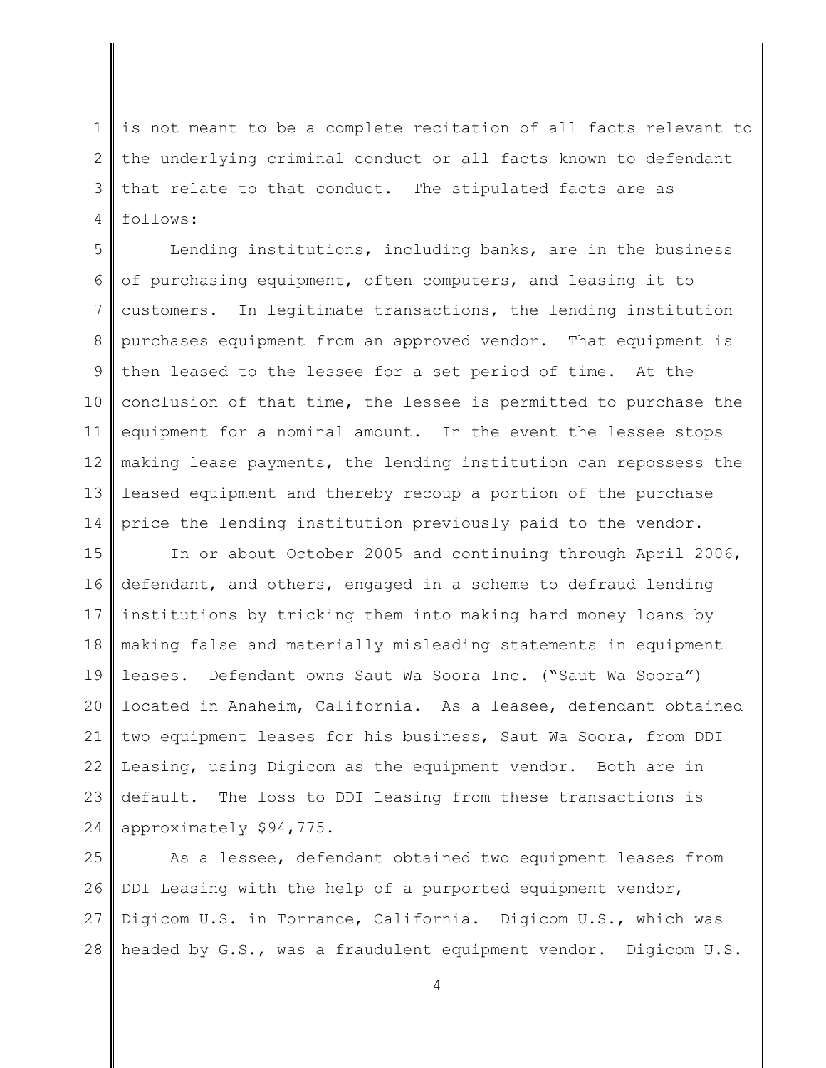is not meant to be a complete recitation of all facts relevant to the underlying criminal conduct or all facts known to defendant that relate to that conduct. The stipulated facts are as follows:

Lending institutions, including banks, are in the business of purchasing equipment, often computers, and leasing it to customers. In legitimate transactions, the lending institution purchases equipment from an approved vendor. That equipment is then leased to the lessee for a set period of time. At the conclusion of that time, the lessee is permitted to purchase the equipment for a nominal amount. In the event the lessee stops making lease payments, the lending institution can repossess the leased equipment and thereby recoup a portion of the purchase price the lending institution previously paid to the vendor.

In or about October 2005 and continuing through April 2006, defendant, and others, engaged in a scheme to defraud lending institutions by tricking them into making hard money loans by making false and materially misleading statements in equipment leases. Defendant owns Saut Wa Soora Inc. ("Saut Wa Soora") located in Anaheim, California. As a leasee, defendant obtained two equipment leases for his business, Saut Wa Soora, from DDI Leasing, using Digicom as the equipment vendor. Both are in default. The loss to DDI Leasing from these transactions is approximately $94,775.

As a lessee, defendant obtained two equipment leases from DDI Leasing with the help of a purported equipment vendor, Digicom U.S. in Torrance, California. Digicom U.S., which was headed by G.S., was a fraudulent equipment vendor. Digicom U.S.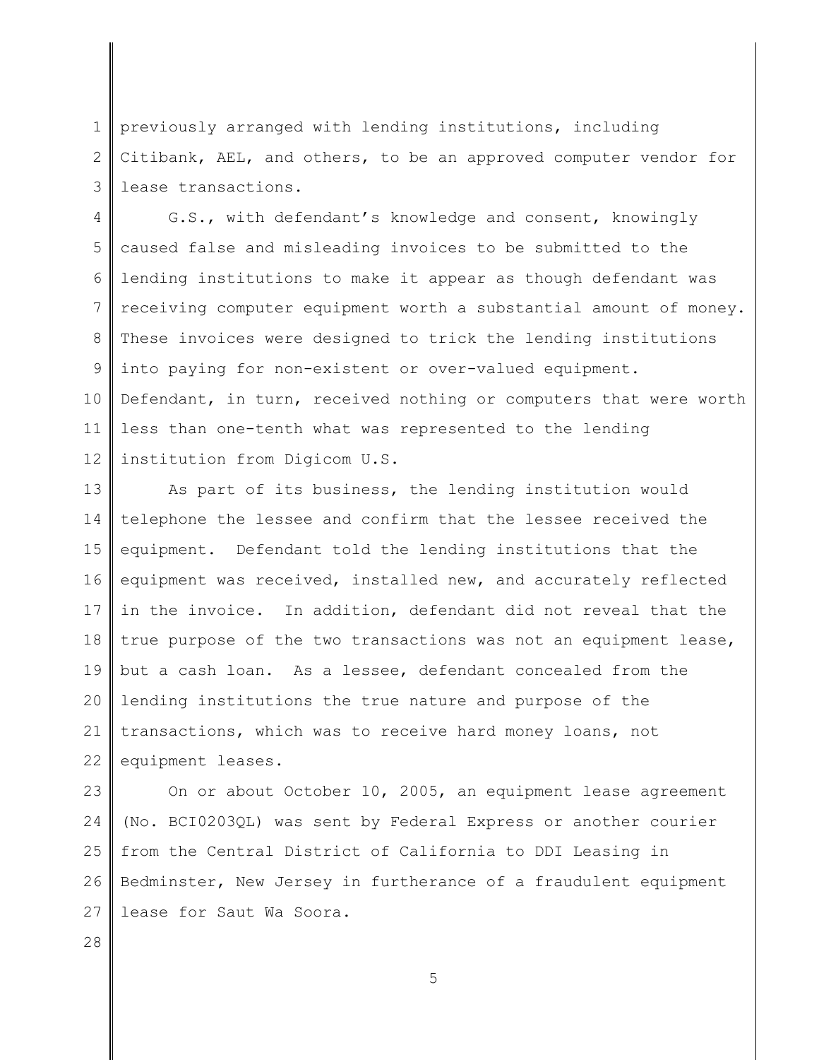previously arranged with lending institutions, including Citibank, AEL, and others, to be an approved computer vendor for lease transactions.

G.S., with defendant's knowledge and consent, knowingly caused false and misleading invoices to be submitted to the lending institutions to make it appear as though defendant was receiving computer equipment worth a substantial amount of money. These invoices were designed to trick the lending institutions into paying for non-existent or over-valued equipment. Defendant, in turn, received nothing or computers that were worth less than one-tenth what was represented to the lending institution from Digicom U.S.

As part of its business, the lending institution would telephone the lessee and confirm that the lessee received the equipment. Defendant told the lending institutions that the equipment was received, installed new, and accurately reflected in the invoice. In addition, defendant did not reveal that the true purpose of the two transactions was not an equipment lease, but a cash loan. As a lessee, defendant concealed from the lending institutions the true nature and purpose of the transactions, which was to receive hard money loans, not equipment leases.

On or about October 10, 2005, an equipment lease agreement (No. BCI0203QL) was sent by Federal Express or another courier from the Central District of California to DDI Leasing in Bedminster, New Jersey in furtherance of a fraudulent equipment lease for Saut Wa Soora.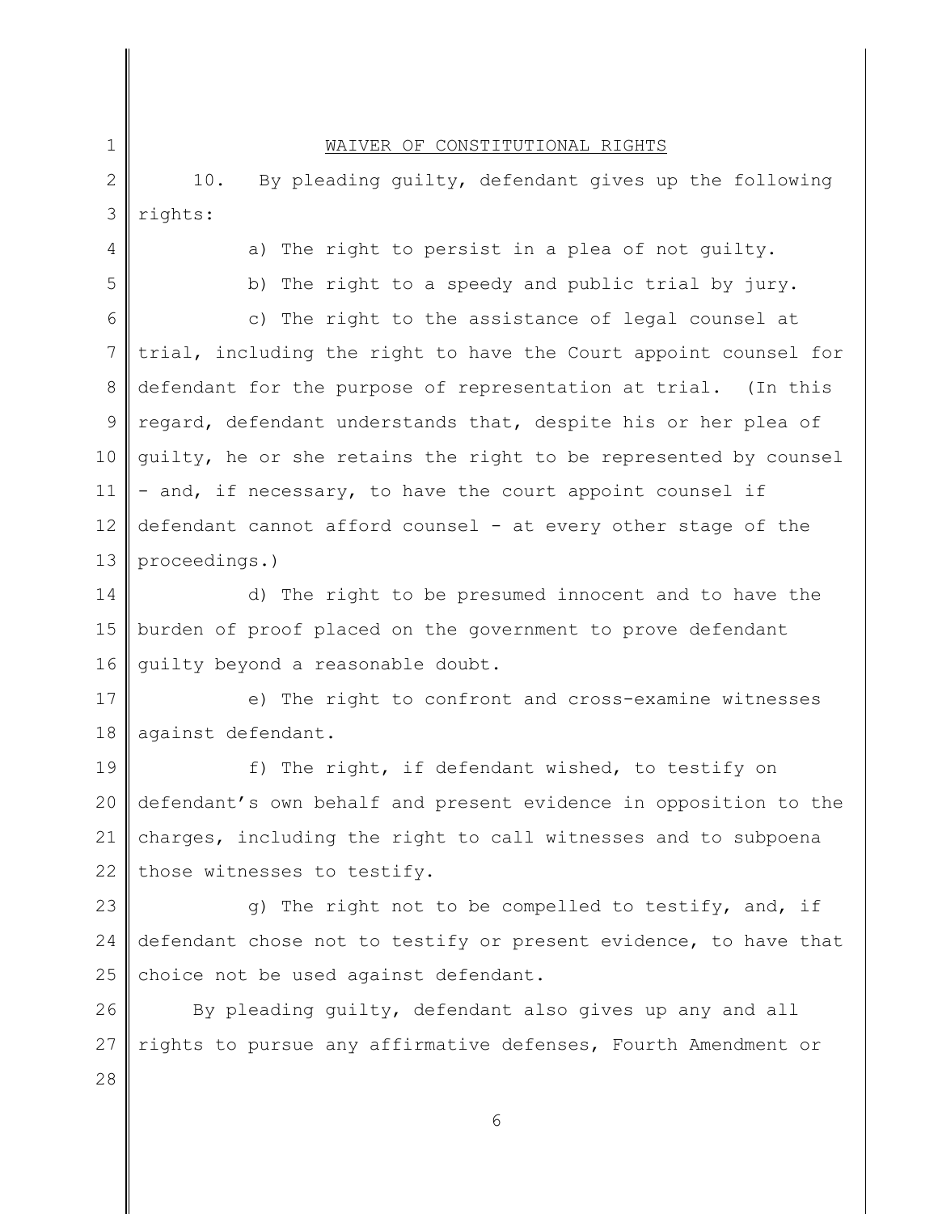## WAIVER OF CONSTITUTIONAL RIGHTS

10. By pleading guilty, defendant gives up the following rights:

a) The right to persist in a plea of not guilty.

b) The right to a speedy and public trial by jury.

c) The right to the assistance of legal counsel at trial, including the right to have the Court appoint counsel for defendant for the purpose of representation at trial. (In this regard, defendant understands that, despite his or her plea of guilty, he or she retains the right to be represented by counsel - and, if necessary, to have the court appoint counsel if defendant cannot afford counsel - at every other stage of the proceedings.)

d) The right to be presumed innocent and to have the burden of proof placed on the government to prove defendant guilty beyond a reasonable doubt.

e) The right to confront and cross-examine witnesses against defendant.

f) The right, if defendant wished, to testify on defendant's own behalf and present evidence in opposition to the charges, including the right to call witnesses and to subpoena those witnesses to testify.

g) The right not to be compelled to testify, and, if defendant chose not to testify or present evidence, to have that choice not be used against defendant.

By pleading guilty, defendant also gives up any and all rights to pursue any affirmative defenses, Fourth Amendment or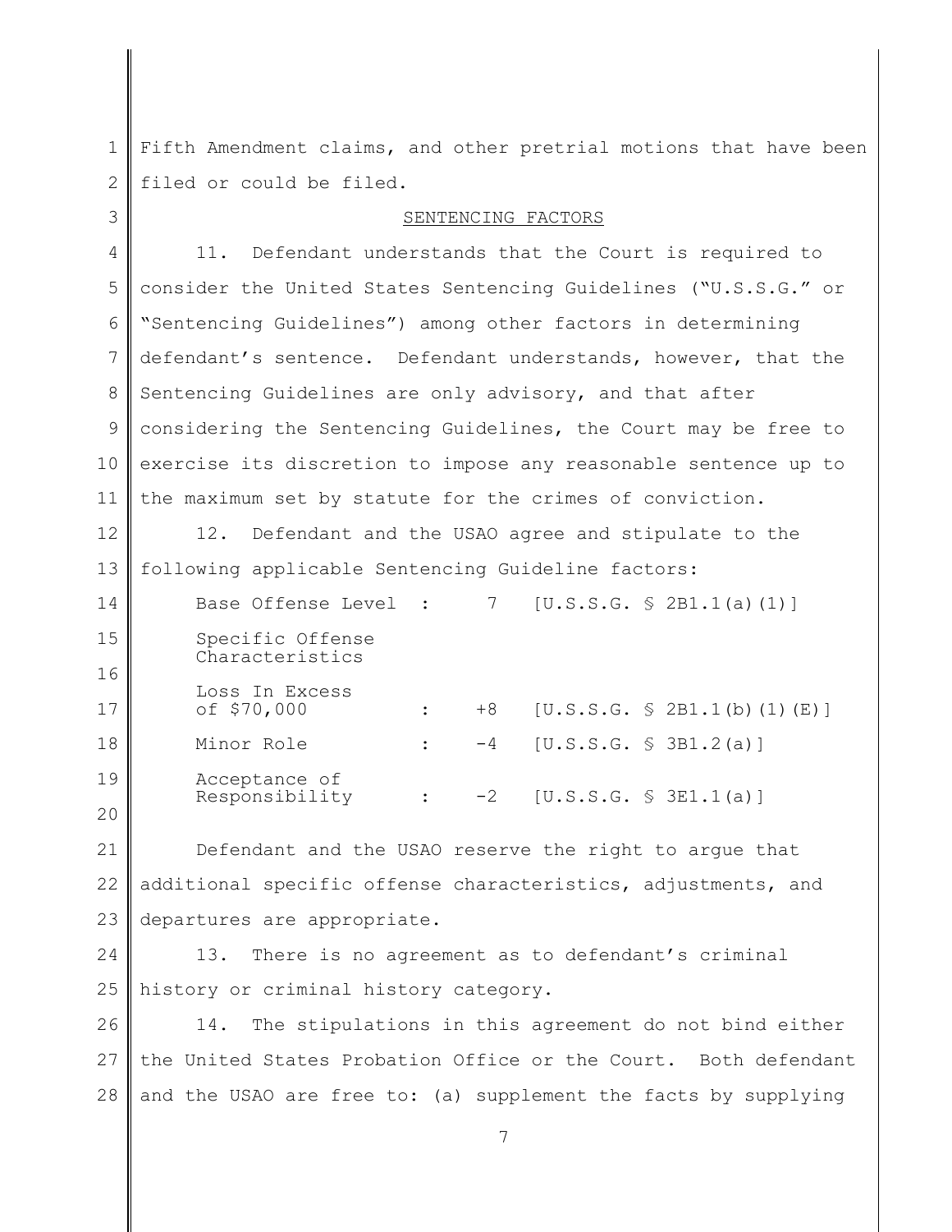Fifth Amendment claims, and other pretrial motions that have been filed or could be filed.

## SENTENCING FACTORS

11. Defendant understands that the Court is required to consider the United States Sentencing Guidelines ("U.S.S.G." or "Sentencing Guidelines") among other factors in determining defendant's sentence. Defendant understands, however, that the Sentencing Guidelines are only advisory, and that after considering the Sentencing Guidelines, the Court may be free to exercise its discretion to impose any reasonable sentence up to the maximum set by statute for the crimes of conviction.

12. Defendant and the USAO agree and stipulate to the following applicable Sentencing Guideline factors:

| | | | |
|---|---|---|---|
| Base Offense Level | : | 7 | [U.S.S.G. § 2B1.1(a)(1)] |
| Specific Offense Characteristics | | | |
| Loss In Excess of $70,000 | : | +8 | [U.S.S.G. § 2B1.1(b)(1)(E)] |
| Minor Role | : | -4 | [U.S.S.G. § 3B1.2(a)] |
| Acceptance of Responsibility | : | -2 | [U.S.S.G. § 3E1.1(a)] |

Defendant and the USAO reserve the right to argue that additional specific offense characteristics, adjustments, and departures are appropriate.

13. There is no agreement as to defendant's criminal history or criminal history category.

14. The stipulations in this agreement do not bind either the United States Probation Office or the Court. Both defendant and the USAO are free to: (a) supplement the facts by supplying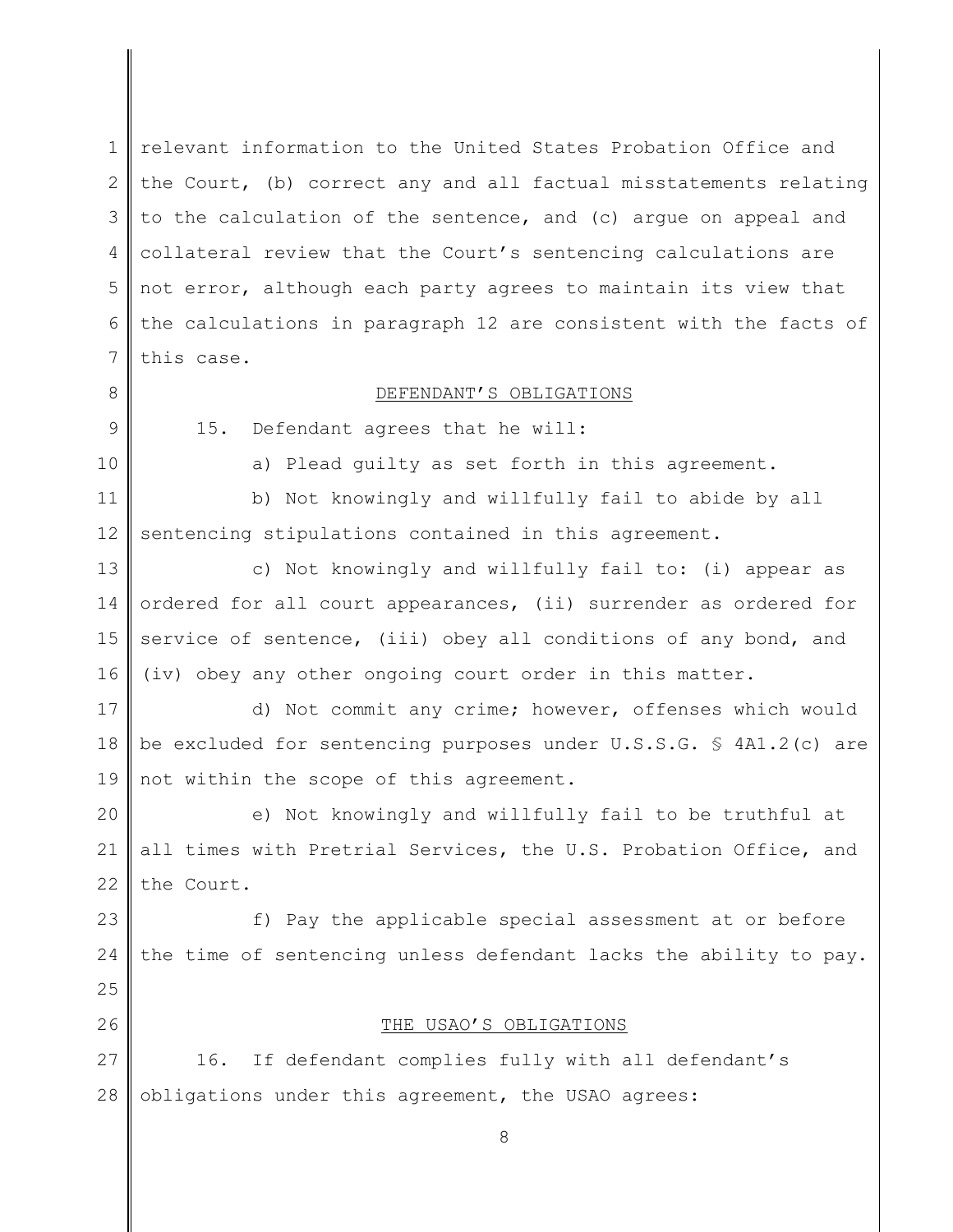relevant information to the United States Probation Office and the Court, (b) correct any and all factual misstatements relating to the calculation of the sentence, and (c) argue on appeal and collateral review that the Court's sentencing calculations are not error, although each party agrees to maintain its view that the calculations in paragraph 12 are consistent with the facts of this case.

## DEFENDANT'S OBLIGATIONS

15. Defendant agrees that he will:

a) Plead guilty as set forth in this agreement.

b) Not knowingly and willfully fail to abide by all sentencing stipulations contained in this agreement.

c) Not knowingly and willfully fail to: (i) appear as ordered for all court appearances, (ii) surrender as ordered for service of sentence, (iii) obey all conditions of any bond, and (iv) obey any other ongoing court order in this matter.

d) Not commit any crime; however, offenses which would be excluded for sentencing purposes under U.S.S.G. § 4A1.2(c) are not within the scope of this agreement.

e) Not knowingly and willfully fail to be truthful at all times with Pretrial Services, the U.S. Probation Office, and the Court.

f) Pay the applicable special assessment at or before the time of sentencing unless defendant lacks the ability to pay.

## THE USAO'S OBLIGATIONS

16. If defendant complies fully with all defendant's obligations under this agreement, the USAO agrees: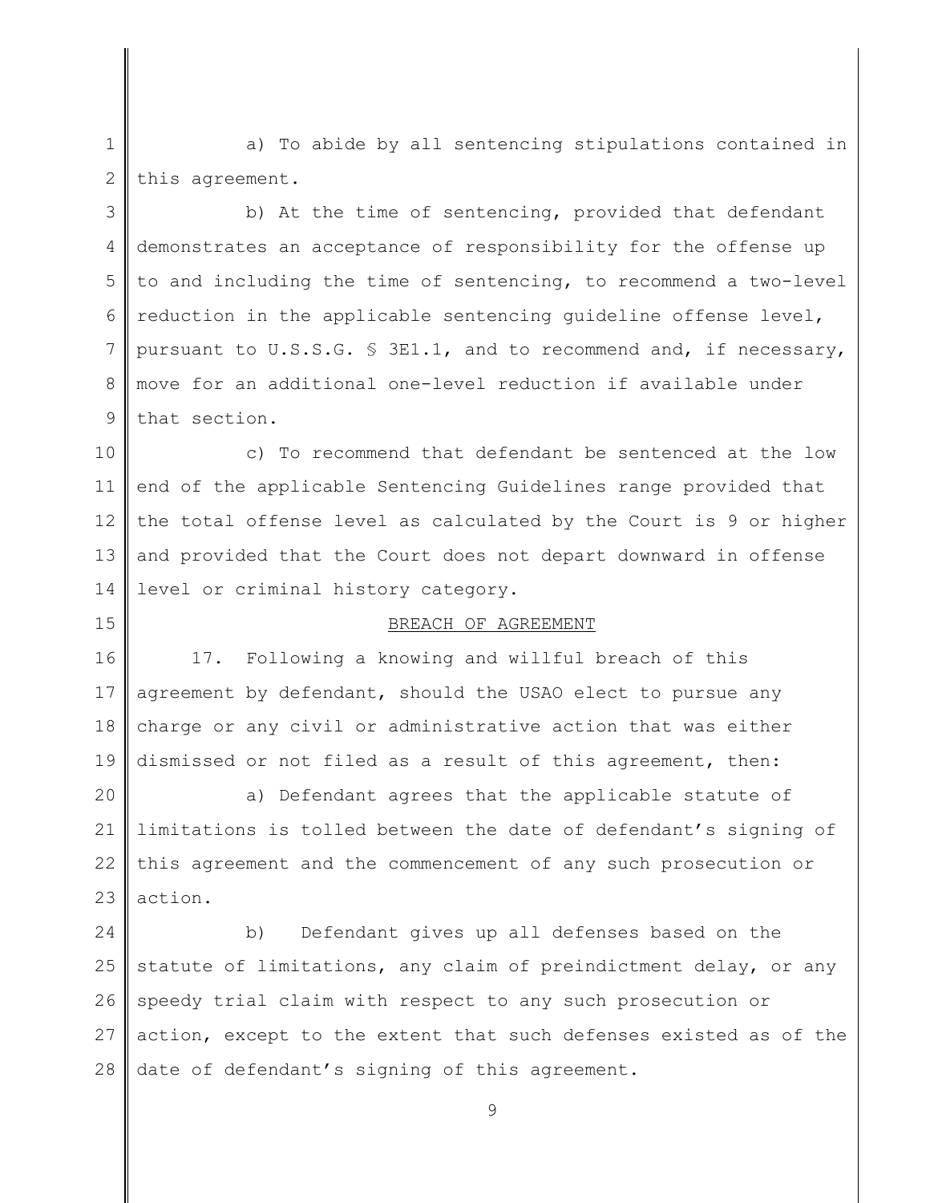a) To abide by all sentencing stipulations contained in this agreement.

b) At the time of sentencing, provided that defendant demonstrates an acceptance of responsibility for the offense up to and including the time of sentencing, to recommend a two-level reduction in the applicable sentencing guideline offense level, pursuant to U.S.S.G. § 3E1.1, and to recommend and, if necessary, move for an additional one-level reduction if available under that section.

c) To recommend that defendant be sentenced at the low end of the applicable Sentencing Guidelines range provided that the total offense level as calculated by the Court is 9 or higher and provided that the Court does not depart downward in offense level or criminal history category.

## BREACH OF AGREEMENT

17. Following a knowing and willful breach of this agreement by defendant, should the USAO elect to pursue any charge or any civil or administrative action that was either dismissed or not filed as a result of this agreement, then:

a) Defendant agrees that the applicable statute of limitations is tolled between the date of defendant's signing of this agreement and the commencement of any such prosecution or action.

b) Defendant gives up all defenses based on the statute of limitations, any claim of preindictment delay, or any speedy trial claim with respect to any such prosecution or action, except to the extent that such defenses existed as of the date of defendant's signing of this agreement.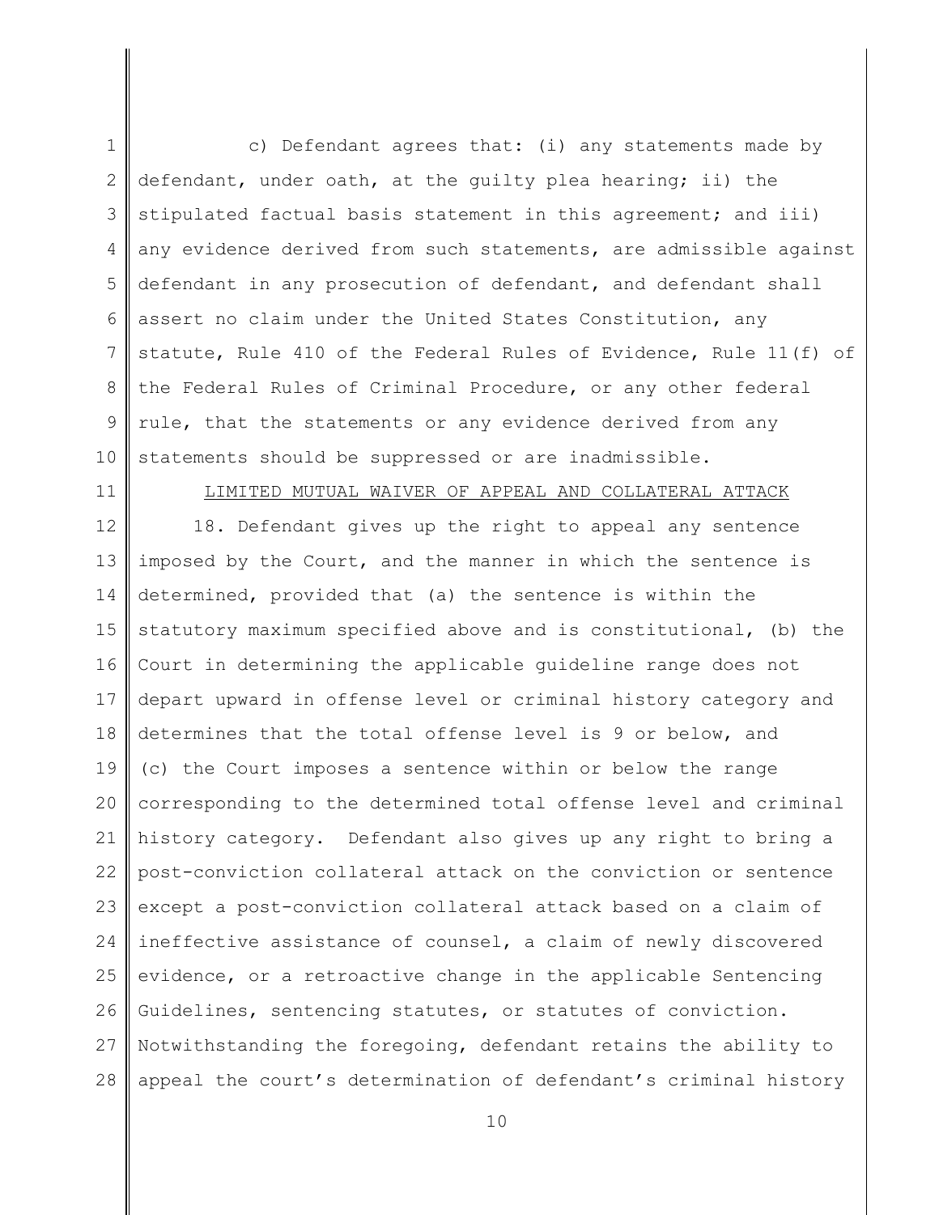c) Defendant agrees that: (i) any statements made by defendant, under oath, at the guilty plea hearing; ii) the stipulated factual basis statement in this agreement; and iii) any evidence derived from such statements, are admissible against defendant in any prosecution of defendant, and defendant shall assert no claim under the United States Constitution, any statute, Rule 410 of the Federal Rules of Evidence, Rule 11(f) of the Federal Rules of Criminal Procedure, or any other federal rule, that the statements or any evidence derived from any statements should be suppressed or are inadmissible.

<u>LIMITED MUTUAL WAIVER OF APPEAL AND COLLATERAL ATTACK</u>

18. Defendant gives up the right to appeal any sentence imposed by the Court, and the manner in which the sentence is determined, provided that (a) the sentence is within the statutory maximum specified above and is constitutional, (b) the Court in determining the applicable guideline range does not depart upward in offense level or criminal history category and determines that the total offense level is 9 or below, and (c) the Court imposes a sentence within or below the range corresponding to the determined total offense level and criminal history category. Defendant also gives up any right to bring a post-conviction collateral attack on the conviction or sentence except a post-conviction collateral attack based on a claim of ineffective assistance of counsel, a claim of newly discovered evidence, or a retroactive change in the applicable Sentencing Guidelines, sentencing statutes, or statutes of conviction. Notwithstanding the foregoing, defendant retains the ability to appeal the court's determination of defendant's criminal history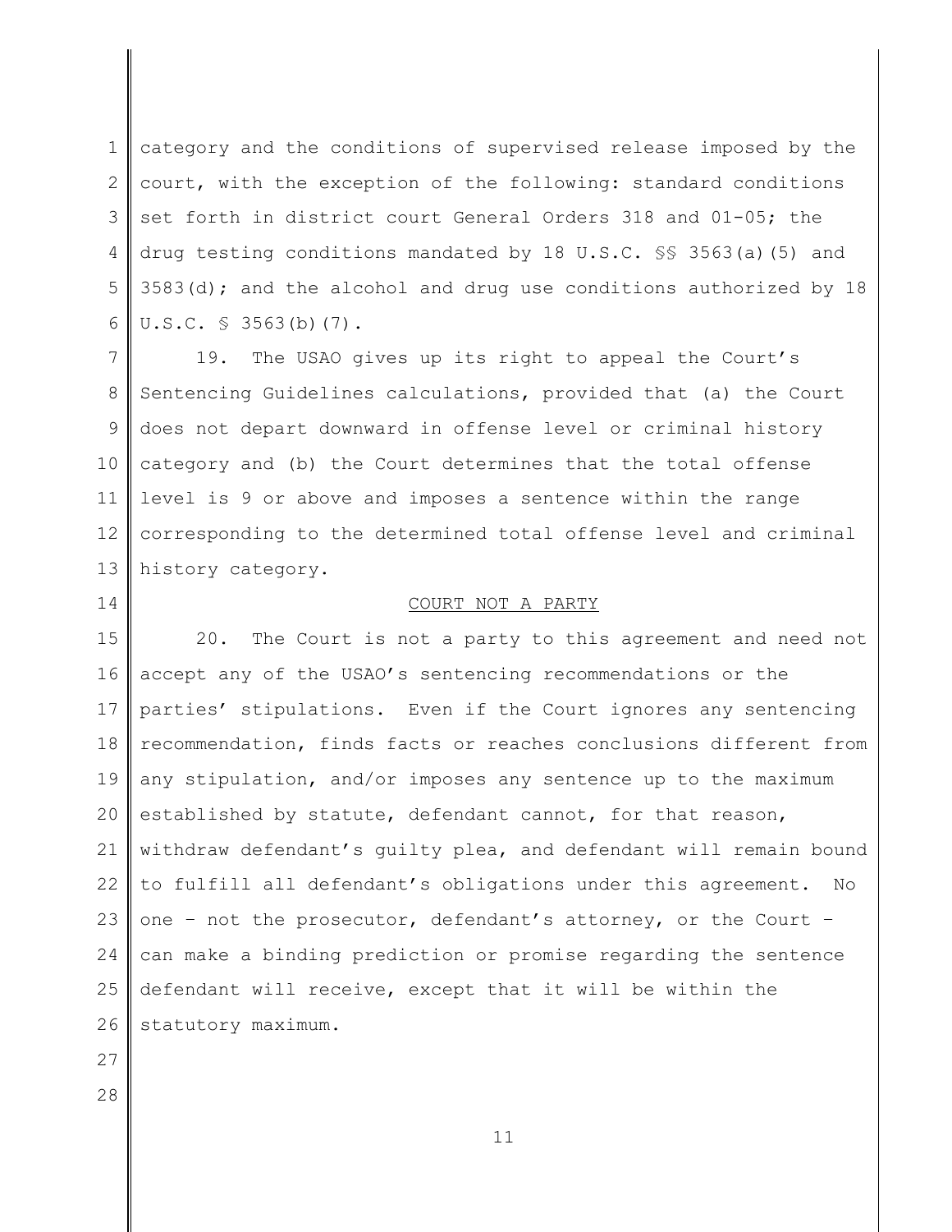category and the conditions of supervised release imposed by the court, with the exception of the following: standard conditions set forth in district court General Orders 318 and 01-05; the drug testing conditions mandated by 18 U.S.C. §§ 3563(a)(5) and 3583(d); and the alcohol and drug use conditions authorized by 18 U.S.C. § 3563(b)(7).

19. The USAO gives up its right to appeal the Court's Sentencing Guidelines calculations, provided that (a) the Court does not depart downward in offense level or criminal history category and (b) the Court determines that the total offense level is 9 or above and imposes a sentence within the range corresponding to the determined total offense level and criminal history category.

## COURT NOT A PARTY

20. The Court is not a party to this agreement and need not accept any of the USAO's sentencing recommendations or the parties' stipulations. Even if the Court ignores any sentencing recommendation, finds facts or reaches conclusions different from any stipulation, and/or imposes any sentence up to the maximum established by statute, defendant cannot, for that reason, withdraw defendant's guilty plea, and defendant will remain bound to fulfill all defendant's obligations under this agreement. No one – not the prosecutor, defendant's attorney, or the Court – can make a binding prediction or promise regarding the sentence defendant will receive, except that it will be within the statutory maximum.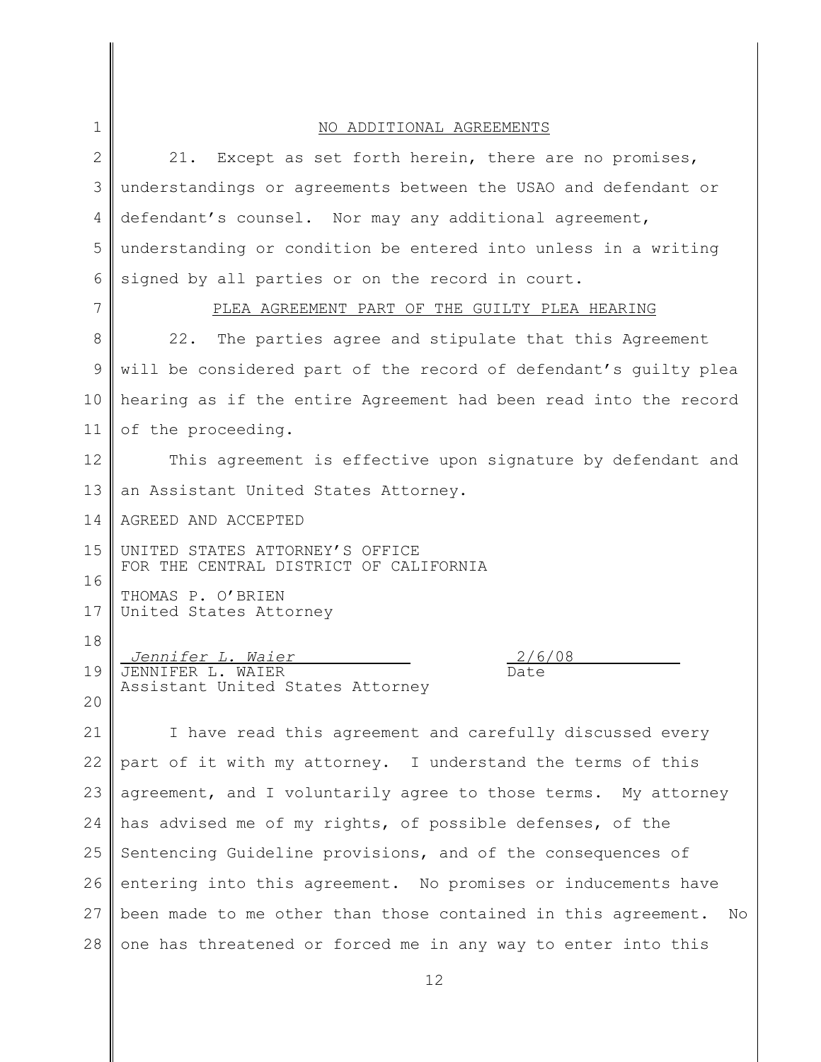NO ADDITIONAL AGREEMENTS

21. Except as set forth herein, there are no promises, understandings or agreements between the USAO and defendant or defendant's counsel. Nor may any additional agreement, understanding or condition be entered into unless in a writing signed by all parties or on the record in court.

PLEA AGREEMENT PART OF THE GUILTY PLEA HEARING

22. The parties agree and stipulate that this Agreement will be considered part of the record of defendant's guilty plea hearing as if the entire Agreement had been read into the record of the proceeding.

This agreement is effective upon signature by defendant and an Assistant United States Attorney.

AGREED AND ACCEPTED

UNITED STATES ATTORNEY'S OFFICE
FOR THE CENTRAL DISTRICT OF CALIFORNIA

THOMAS P. O'BRIEN
United States Attorney

*Jennifer L. Waier* 2/6/08
JENNIFER L. WAIER Date
Assistant United States Attorney

I have read this agreement and carefully discussed every part of it with my attorney. I understand the terms of this agreement, and I voluntarily agree to those terms. My attorney has advised me of my rights, of possible defenses, of the Sentencing Guideline provisions, and of the consequences of entering into this agreement. No promises or inducements have been made to me other than those contained in this agreement. No one has threatened or forced me in any way to enter into this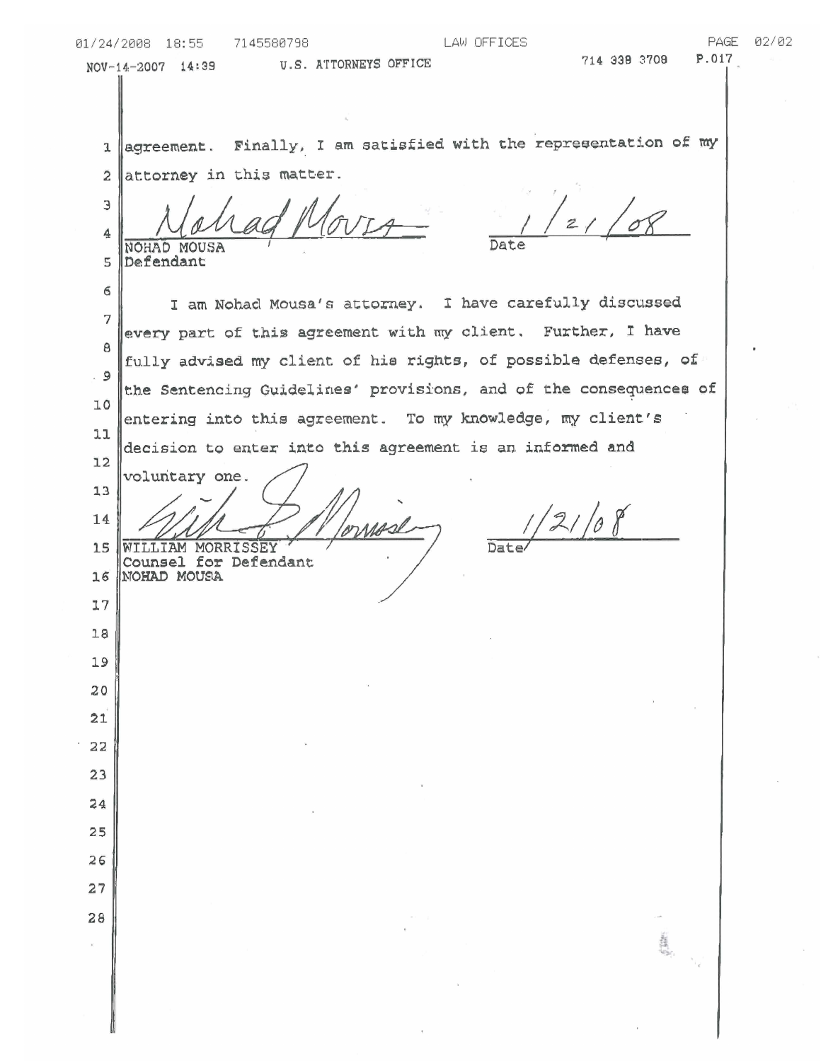agreement. Finally, I am satisfied with the representation of my attorney in this matter.

Nohad Mousa 1/21/08

NOHAD MOUSA Date
Defendant

I am Nohad Mousa's attorney. I have carefully discussed every part of this agreement with my client. Further, I have fully advised my client of his rights, of possible defenses, of the Sentencing Guidelines' provisions, and of the consequences of entering into this agreement. To my knowledge, my client's decision to enter into this agreement is an informed and voluntary one.

William J. Morrissey 1/21/08

WILLIAM MORRISSEY Date
Counsel for Defendant
NOHAD MOUSA